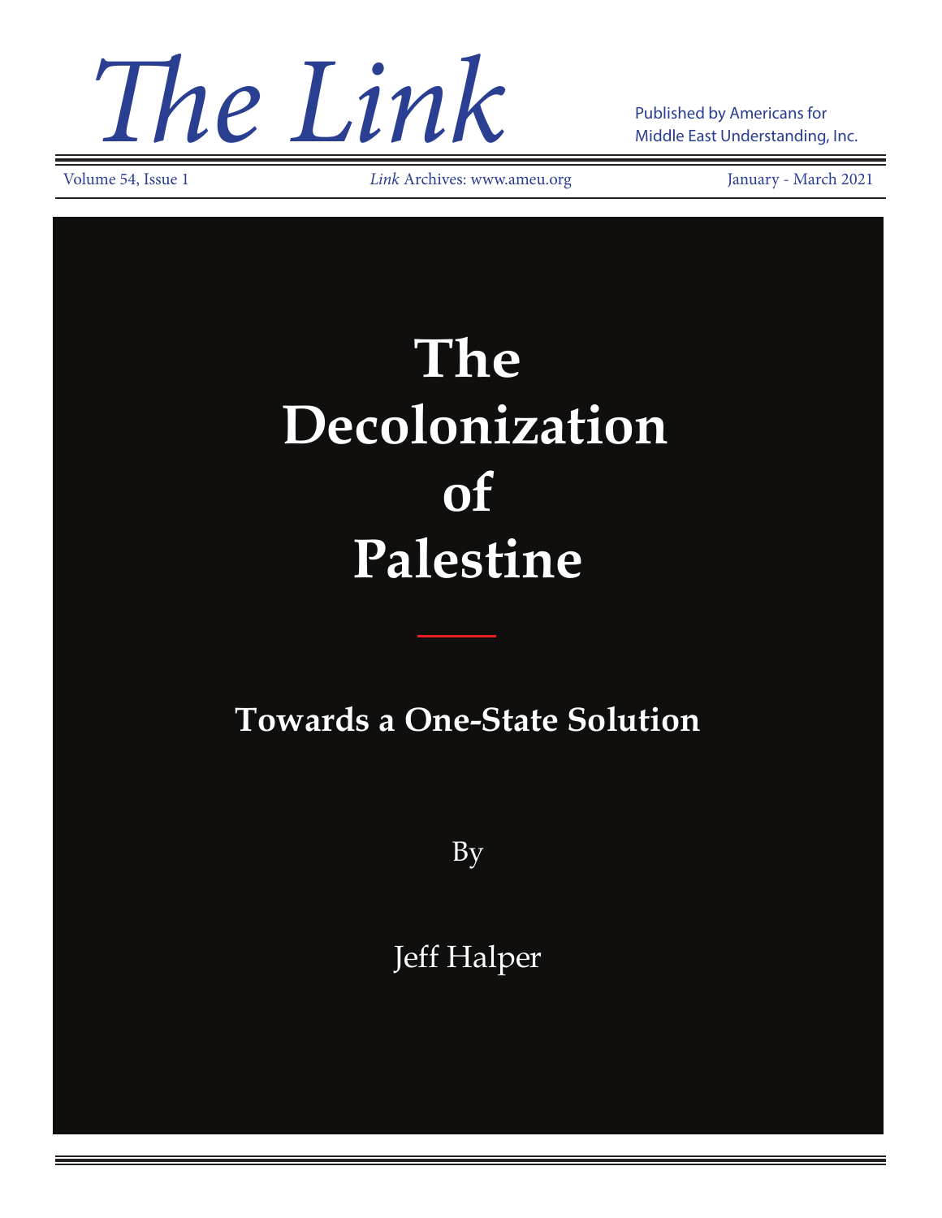# The Link

Published by Americans for Middle East Understanding, Inc.

Volume 54, Issue 1 | *Link* Archives: www.ameu.org | January - March 2021

# The Decolonization of Palestine

## Towards a One-State Solution

By

Jeff Halper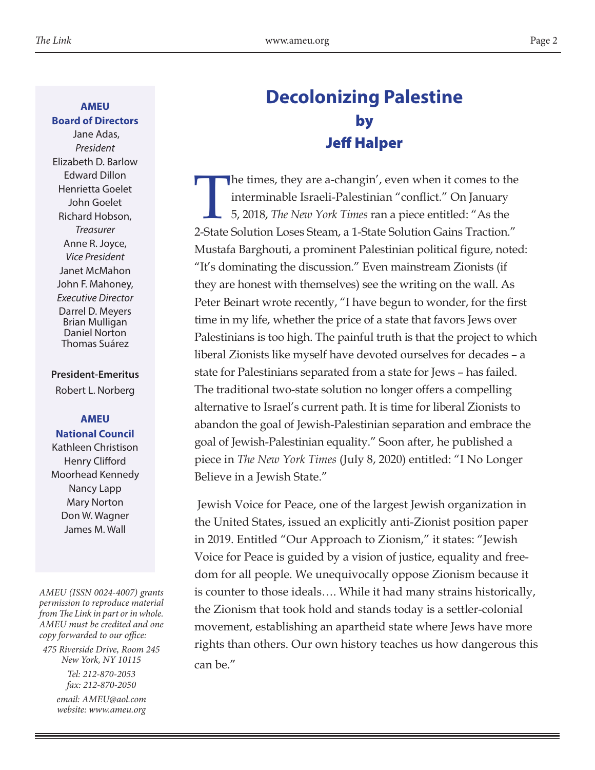**AMEU**
**Board of Directors**

Jane Adas,
*President*
Elizabeth D. Barlow
Edward Dillon
Henrietta Goelet
John Goelet
Richard Hobson,
*Treasurer*
Anne R. Joyce,
*Vice President*
Janet McMahon
John F. Mahoney,
*Executive Director*
Darrel D. Meyers
Brian Mulligan
Daniel Norton
Thomas Suárez

**President-Emeritus**

Robert L. Norberg

**AMEU**
**National Council**

Kathleen Christison
Henry Clifford
Moorhead Kennedy
Nancy Lapp
Mary Norton
Don W. Wagner
James M. Wall

*AMEU (ISSN 0024-4007) grants permission to reproduce material from The Link in part or in whole. AMEU must be credited and one copy forwarded to our office:*

*475 Riverside Drive, Room 245*
*New York, NY 10115*

*Tel: 212-870-2053*
*fax: 212-870-2050*

*email: AMEU@aol.com*
*website: www.ameu.org*

# Decolonizing Palestine
## by
## Jeff Halper

The times, they are a-changin', even when it comes to the interminable Israeli-Palestinian "conflict." On January 5, 2018, *The New York Times* ran a piece entitled: "As the 2-State Solution Loses Steam, a 1-State Solution Gains Traction." Mustafa Barghouti, a prominent Palestinian political figure, noted: "It's dominating the discussion." Even mainstream Zionists (if they are honest with themselves) see the writing on the wall. As Peter Beinart wrote recently, "I have begun to wonder, for the first time in my life, whether the price of a state that favors Jews over Palestinians is too high. The painful truth is that the project to which liberal Zionists like myself have devoted ourselves for decades – a state for Palestinians separated from a state for Jews – has failed. The traditional two-state solution no longer offers a compelling alternative to Israel's current path. It is time for liberal Zionists to abandon the goal of Jewish-Palestinian separation and embrace the goal of Jewish-Palestinian equality." Soon after, he published a piece in *The New York Times* (July 8, 2020) entitled: "I No Longer Believe in a Jewish State."

Jewish Voice for Peace, one of the largest Jewish organization in the United States, issued an explicitly anti-Zionist position paper in 2019. Entitled "Our Approach to Zionism," it states: "Jewish Voice for Peace is guided by a vision of justice, equality and freedom for all people. We unequivocally oppose Zionism because it is counter to those ideals…. While it had many strains historically, the Zionism that took hold and stands today is a settler-colonial movement, establishing an apartheid state where Jews have more rights than others. Our own history teaches us how dangerous this can be."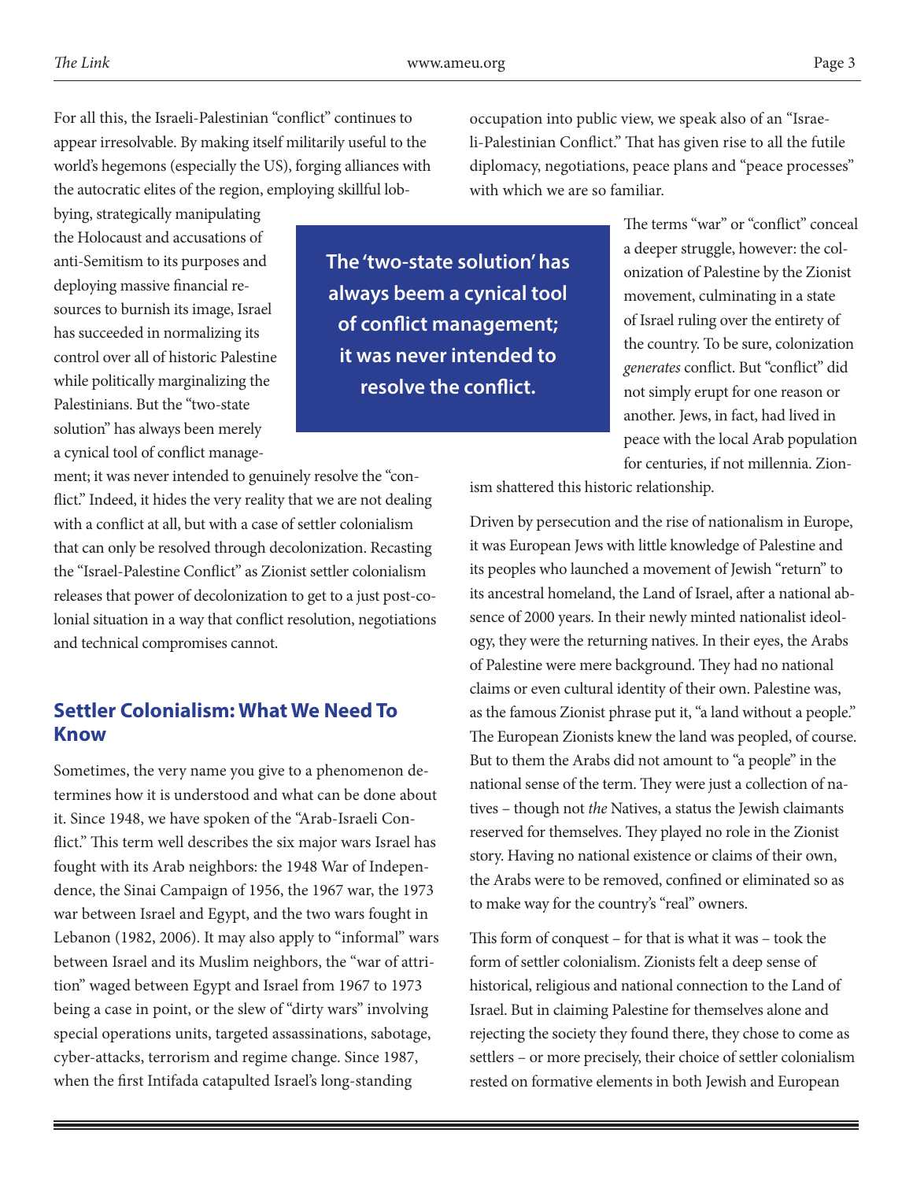For all this, the Israeli-Palestinian "conflict" continues to appear irresolvable. By making itself militarily useful to the world's hegemons (especially the US), forging alliances with the autocratic elites of the region, employing skillful lobbying, strategically manipulating the Holocaust and accusations of anti-Semitism to its purposes and deploying massive financial resources to burnish its image, Israel has succeeded in normalizing its control over all of historic Palestine while politically marginalizing the Palestinians. But the "two-state solution" has always been merely a cynical tool of conflict management; it was never intended to genuinely resolve the "conflict." Indeed, it hides the very reality that we are not dealing with a conflict at all, but with a case of settler colonialism that can only be resolved through decolonization. Recasting the "Israel-Palestine Conflict" as Zionist settler colonialism releases that power of decolonization to get to a just post-colonial situation in a way that conflict resolution, negotiations and technical compromises cannot.

**The 'two-state solution' has always beem a cynical tool of conflict management; it was never intended to resolve the conflict.**

## Settler Colonialism: What We Need To Know

Sometimes, the very name you give to a phenomenon determines how it is understood and what can be done about it. Since 1948, we have spoken of the "Arab-Israeli Conflict." This term well describes the six major wars Israel has fought with its Arab neighbors: the 1948 War of Independence, the Sinai Campaign of 1956, the 1967 war, the 1973 war between Israel and Egypt, and the two wars fought in Lebanon (1982, 2006). It may also apply to "informal" wars between Israel and its Muslim neighbors, the "war of attrition" waged between Egypt and Israel from 1967 to 1973 being a case in point, or the slew of "dirty wars" involving special operations units, targeted assassinations, sabotage, cyber-attacks, terrorism and regime change. Since 1987, when the first Intifada catapulted Israel's long-standing occupation into public view, we speak also of an "Israeli-Palestinian Conflict." That has given rise to all the futile diplomacy, negotiations, peace plans and "peace processes" with which we are so familiar.

The terms "war" or "conflict" conceal a deeper struggle, however: the colonization of Palestine by the Zionist movement, culminating in a state of Israel ruling over the entirety of the country. To be sure, colonization *generates* conflict. But "conflict" did not simply erupt for one reason or another. Jews, in fact, had lived in peace with the local Arab population for centuries, if not millennia. Zionism shattered this historic relationship.

Driven by persecution and the rise of nationalism in Europe, it was European Jews with little knowledge of Palestine and its peoples who launched a movement of Jewish "return" to its ancestral homeland, the Land of Israel, after a national absence of 2000 years. In their newly minted nationalist ideology, they were the returning natives. In their eyes, the Arabs of Palestine were mere background. They had no national claims or even cultural identity of their own. Palestine was, as the famous Zionist phrase put it, "a land without a people." The European Zionists knew the land was peopled, of course. But to them the Arabs did not amount to "a people" in the national sense of the term. They were just a collection of natives – though not *the* Natives, a status the Jewish claimants reserved for themselves. They played no role in the Zionist story. Having no national existence or claims of their own, the Arabs were to be removed, confined or eliminated so as to make way for the country's "real" owners.

This form of conquest – for that is what it was – took the form of settler colonialism. Zionists felt a deep sense of historical, religious and national connection to the Land of Israel. But in claiming Palestine for themselves alone and rejecting the society they found there, they chose to come as settlers – or more precisely, their choice of settler colonialism rested on formative elements in both Jewish and European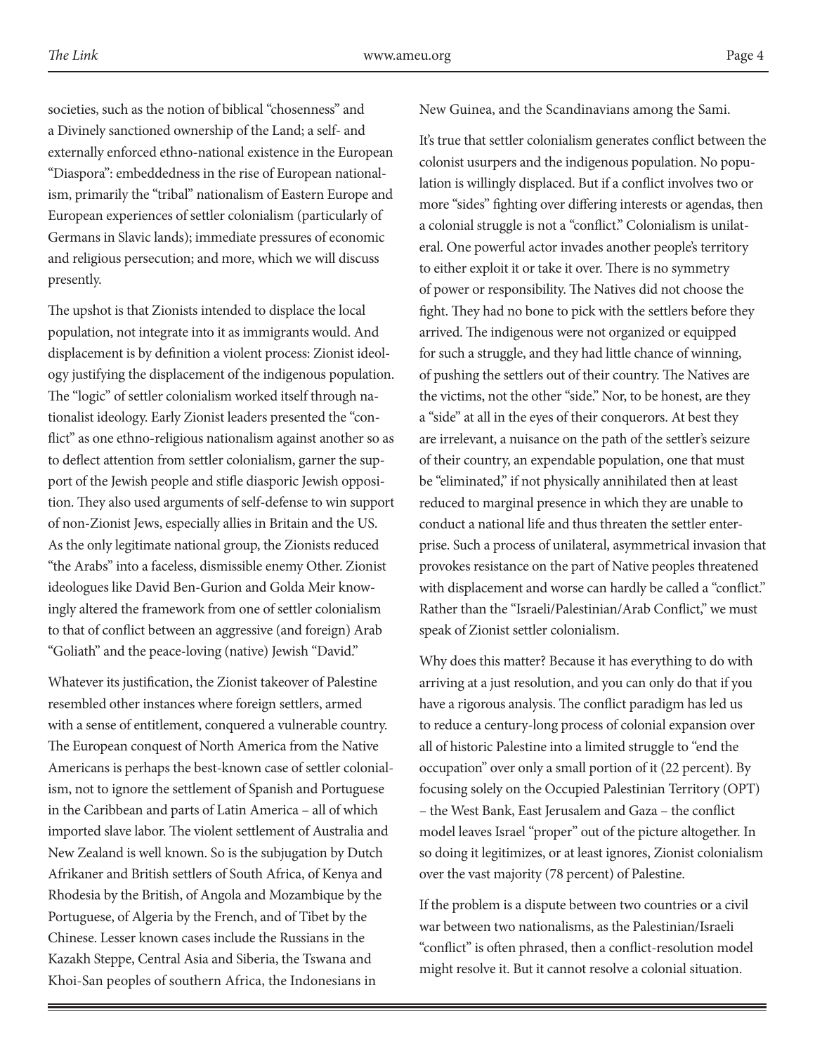societies, such as the notion of biblical "chosenness" and a Divinely sanctioned ownership of the Land; a self- and externally enforced ethno-national existence in the European "Diaspora": embeddedness in the rise of European nationalism, primarily the "tribal" nationalism of Eastern Europe and European experiences of settler colonialism (particularly of Germans in Slavic lands); immediate pressures of economic and religious persecution; and more, which we will discuss presently.

The upshot is that Zionists intended to displace the local population, not integrate into it as immigrants would. And displacement is by definition a violent process: Zionist ideology justifying the displacement of the indigenous population. The "logic" of settler colonialism worked itself through nationalist ideology. Early Zionist leaders presented the "conflict" as one ethno-religious nationalism against another so as to deflect attention from settler colonialism, garner the support of the Jewish people and stifle diasporic Jewish opposition. They also used arguments of self-defense to win support of non-Zionist Jews, especially allies in Britain and the US. As the only legitimate national group, the Zionists reduced "the Arabs" into a faceless, dismissible enemy Other. Zionist ideologues like David Ben-Gurion and Golda Meir knowingly altered the framework from one of settler colonialism to that of conflict between an aggressive (and foreign) Arab "Goliath" and the peace-loving (native) Jewish "David."

Whatever its justification, the Zionist takeover of Palestine resembled other instances where foreign settlers, armed with a sense of entitlement, conquered a vulnerable country. The European conquest of North America from the Native Americans is perhaps the best-known case of settler colonialism, not to ignore the settlement of Spanish and Portuguese in the Caribbean and parts of Latin America – all of which imported slave labor. The violent settlement of Australia and New Zealand is well known. So is the subjugation by Dutch Afrikaner and British settlers of South Africa, of Kenya and Rhodesia by the British, of Angola and Mozambique by the Portuguese, of Algeria by the French, and of Tibet by the Chinese. Lesser known cases include the Russians in the Kazakh Steppe, Central Asia and Siberia, the Tswana and Khoi-San peoples of southern Africa, the Indonesians in New Guinea, and the Scandinavians among the Sami.

It's true that settler colonialism generates conflict between the colonist usurpers and the indigenous population. No population is willingly displaced. But if a conflict involves two or more "sides" fighting over differing interests or agendas, then a colonial struggle is not a "conflict." Colonialism is unilateral. One powerful actor invades another people's territory to either exploit it or take it over. There is no symmetry of power or responsibility. The Natives did not choose the fight. They had no bone to pick with the settlers before they arrived. The indigenous were not organized or equipped for such a struggle, and they had little chance of winning, of pushing the settlers out of their country. The Natives are the victims, not the other "side." Nor, to be honest, are they a "side" at all in the eyes of their conquerors. At best they are irrelevant, a nuisance on the path of the settler's seizure of their country, an expendable population, one that must be "eliminated," if not physically annihilated then at least reduced to marginal presence in which they are unable to conduct a national life and thus threaten the settler enterprise. Such a process of unilateral, asymmetrical invasion that provokes resistance on the part of Native peoples threatened with displacement and worse can hardly be called a "conflict." Rather than the "Israeli/Palestinian/Arab Conflict," we must speak of Zionist settler colonialism.

Why does this matter? Because it has everything to do with arriving at a just resolution, and you can only do that if you have a rigorous analysis. The conflict paradigm has led us to reduce a century-long process of colonial expansion over all of historic Palestine into a limited struggle to "end the occupation" over only a small portion of it (22 percent). By focusing solely on the Occupied Palestinian Territory (OPT) – the West Bank, East Jerusalem and Gaza – the conflict model leaves Israel "proper" out of the picture altogether. In so doing it legitimizes, or at least ignores, Zionist colonialism over the vast majority (78 percent) of Palestine.

If the problem is a dispute between two countries or a civil war between two nationalisms, as the Palestinian/Israeli "conflict" is often phrased, then a conflict-resolution model might resolve it. But it cannot resolve a colonial situation.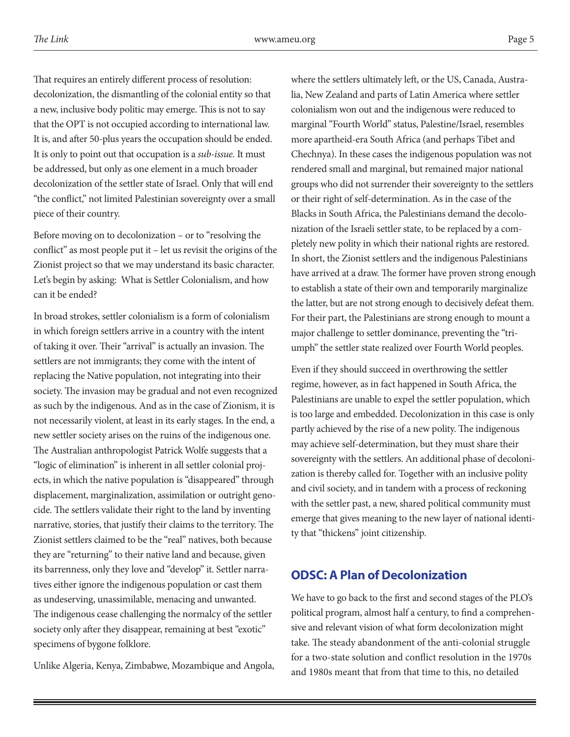That requires an entirely different process of resolution: decolonization, the dismantling of the colonial entity so that a new, inclusive body politic may emerge. This is not to say that the OPT is not occupied according to international law. It is, and after 50-plus years the occupation should be ended. It is only to point out that occupation is a *sub-issue.* It must be addressed, but only as one element in a much broader decolonization of the settler state of Israel. Only that will end "the conflict," not limited Palestinian sovereignty over a small piece of their country.

Before moving on to decolonization – or to "resolving the conflict" as most people put it – let us revisit the origins of the Zionist project so that we may understand its basic character. Let's begin by asking: What is Settler Colonialism, and how can it be ended?

In broad strokes, settler colonialism is a form of colonialism in which foreign settlers arrive in a country with the intent of taking it over. Their "arrival" is actually an invasion. The settlers are not immigrants; they come with the intent of replacing the Native population, not integrating into their society. The invasion may be gradual and not even recognized as such by the indigenous. And as in the case of Zionism, it is not necessarily violent, at least in its early stages. In the end, a new settler society arises on the ruins of the indigenous one. The Australian anthropologist Patrick Wolfe suggests that a "logic of elimination" is inherent in all settler colonial projects, in which the native population is "disappeared" through displacement, marginalization, assimilation or outright genocide. The settlers validate their right to the land by inventing narrative, stories, that justify their claims to the territory. The Zionist settlers claimed to be the "real" natives, both because they are "returning" to their native land and because, given its barrenness, only they love and "develop" it. Settler narratives either ignore the indigenous population or cast them as undeserving, unassimilable, menacing and unwanted. The indigenous cease challenging the normalcy of the settler society only after they disappear, remaining at best "exotic" specimens of bygone folklore.

Unlike Algeria, Kenya, Zimbabwe, Mozambique and Angola, where the settlers ultimately left, or the US, Canada, Australia, New Zealand and parts of Latin America where settler colonialism won out and the indigenous were reduced to marginal "Fourth World" status, Palestine/Israel, resembles more apartheid-era South Africa (and perhaps Tibet and Chechnya). In these cases the indigenous population was not rendered small and marginal, but remained major national groups who did not surrender their sovereignty to the settlers or their right of self-determination. As in the case of the Blacks in South Africa, the Palestinians demand the decolonization of the Israeli settler state, to be replaced by a completely new polity in which their national rights are restored. In short, the Zionist settlers and the indigenous Palestinians have arrived at a draw. The former have proven strong enough to establish a state of their own and temporarily marginalize the latter, but are not strong enough to decisively defeat them. For their part, the Palestinians are strong enough to mount a major challenge to settler dominance, preventing the "triumph" the settler state realized over Fourth World peoples.

Even if they should succeed in overthrowing the settler regime, however, as in fact happened in South Africa, the Palestinians are unable to expel the settler population, which is too large and embedded. Decolonization in this case is only partly achieved by the rise of a new polity. The indigenous may achieve self-determination, but they must share their sovereignty with the settlers. An additional phase of decolonization is thereby called for. Together with an inclusive polity and civil society, and in tandem with a process of reckoning with the settler past, a new, shared political community must emerge that gives meaning to the new layer of national identity that "thickens" joint citizenship.

## ODSC: A Plan of Decolonization

We have to go back to the first and second stages of the PLO's political program, almost half a century, to find a comprehensive and relevant vision of what form decolonization might take. The steady abandonment of the anti-colonial struggle for a two-state solution and conflict resolution in the 1970s and 1980s meant that from that time to this, no detailed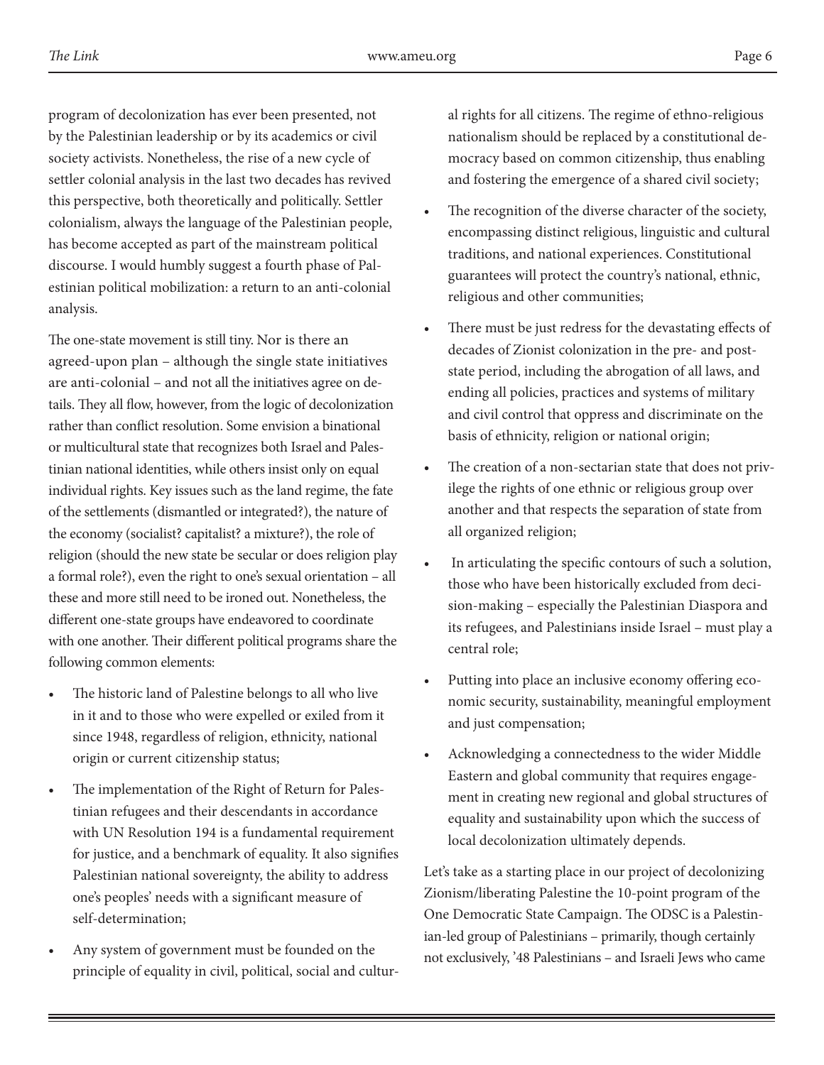program of decolonization has ever been presented, not by the Palestinian leadership or by its academics or civil society activists. Nonetheless, the rise of a new cycle of settler colonial analysis in the last two decades has revived this perspective, both theoretically and politically. Settler colonialism, always the language of the Palestinian people, has become accepted as part of the mainstream political discourse. I would humbly suggest a fourth phase of Palestinian political mobilization: a return to an anti-colonial analysis.

The one-state movement is still tiny. Nor is there an agreed-upon plan – although the single state initiatives are anti-colonial – and not all the initiatives agree on details. They all flow, however, from the logic of decolonization rather than conflict resolution. Some envision a binational or multicultural state that recognizes both Israel and Palestinian national identities, while others insist only on equal individual rights. Key issues such as the land regime, the fate of the settlements (dismantled or integrated?), the nature of the economy (socialist? capitalist? a mixture?), the role of religion (should the new state be secular or does religion play a formal role?), even the right to one's sexual orientation – all these and more still need to be ironed out. Nonetheless, the different one-state groups have endeavored to coordinate with one another. Their different political programs share the following common elements:

- The historic land of Palestine belongs to all who live in it and to those who were expelled or exiled from it since 1948, regardless of religion, ethnicity, national origin or current citizenship status;
- The implementation of the Right of Return for Palestinian refugees and their descendants in accordance with UN Resolution 194 is a fundamental requirement for justice, and a benchmark of equality. It also signifies Palestinian national sovereignty, the ability to address one's peoples' needs with a significant measure of self-determination;
- Any system of government must be founded on the principle of equality in civil, political, social and cultural rights for all citizens. The regime of ethno-religious nationalism should be replaced by a constitutional democracy based on common citizenship, thus enabling and fostering the emergence of a shared civil society;
- The recognition of the diverse character of the society, encompassing distinct religious, linguistic and cultural traditions, and national experiences. Constitutional guarantees will protect the country's national, ethnic, religious and other communities;
- There must be just redress for the devastating effects of decades of Zionist colonization in the pre- and post-state period, including the abrogation of all laws, and ending all policies, practices and systems of military and civil control that oppress and discriminate on the basis of ethnicity, religion or national origin;
- The creation of a non-sectarian state that does not privilege the rights of one ethnic or religious group over another and that respects the separation of state from all organized religion;
- In articulating the specific contours of such a solution, those who have been historically excluded from decision-making – especially the Palestinian Diaspora and its refugees, and Palestinians inside Israel – must play a central role;
- Putting into place an inclusive economy offering economic security, sustainability, meaningful employment and just compensation;
- Acknowledging a connectedness to the wider Middle Eastern and global community that requires engagement in creating new regional and global structures of equality and sustainability upon which the success of local decolonization ultimately depends.

Let's take as a starting place in our project of decolonizing Zionism/liberating Palestine the 10-point program of the One Democratic State Campaign. The ODSC is a Palestinian-led group of Palestinians – primarily, though certainly not exclusively, '48 Palestinians – and Israeli Jews who came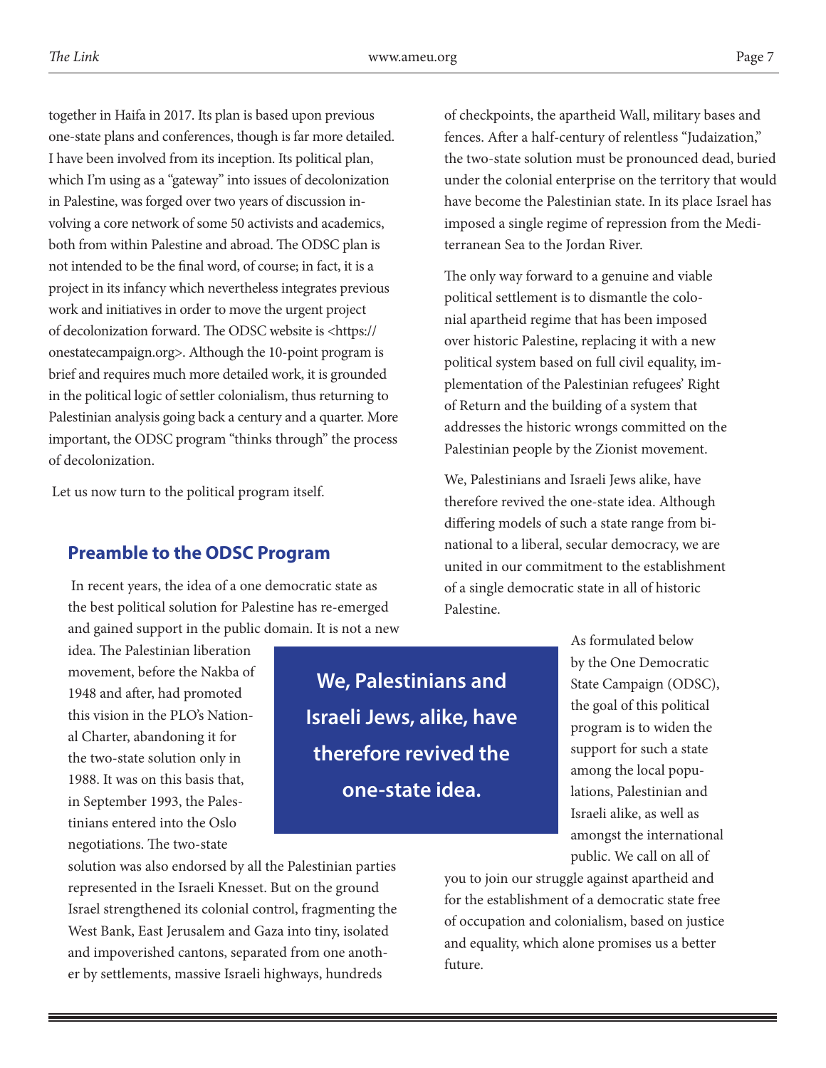together in Haifa in 2017. Its plan is based upon previous one-state plans and conferences, though is far more detailed. I have been involved from its inception. Its political plan, which I'm using as a "gateway" into issues of decolonization in Palestine, was forged over two years of discussion involving a core network of some 50 activists and academics, both from within Palestine and abroad. The ODSC plan is not intended to be the final word, of course; in fact, it is a project in its infancy which nevertheless integrates previous work and initiatives in order to move the urgent project of decolonization forward. The ODSC website is <https://onestatecampaign.org>. Although the 10-point program is brief and requires much more detailed work, it is grounded in the political logic of settler colonialism, thus returning to Palestinian analysis going back a century and a quarter. More important, the ODSC program "thinks through" the process of decolonization.

Let us now turn to the political program itself.

## Preamble to the ODSC Program

In recent years, the idea of a one democratic state as the best political solution for Palestine has re-emerged and gained support in the public domain. It is not a new idea. The Palestinian liberation movement, before the Nakba of 1948 and after, had promoted this vision in the PLO's National Charter, abandoning it for the two-state solution only in 1988. It was on this basis that, in September 1993, the Palestinians entered into the Oslo negotiations. The two-state solution was also endorsed by all the Palestinian parties represented in the Israeli Knesset. But on the ground Israel strengthened its colonial control, fragmenting the West Bank, East Jerusalem and Gaza into tiny, isolated and impoverished cantons, separated from one another by settlements, massive Israeli highways, hundreds of checkpoints, the apartheid Wall, military bases and fences. After a half-century of relentless "Judaization," the two-state solution must be pronounced dead, buried under the colonial enterprise on the territory that would have become the Palestinian state. In its place Israel has imposed a single regime of repression from the Mediterranean Sea to the Jordan River.

The only way forward to a genuine and viable political settlement is to dismantle the colonial apartheid regime that has been imposed over historic Palestine, replacing it with a new political system based on full civil equality, implementation of the Palestinian refugees' Right of Return and the building of a system that addresses the historic wrongs committed on the Palestinian people by the Zionist movement.

We, Palestinians and Israeli Jews alike, have therefore revived the one-state idea. Although differing models of such a state range from binational to a liberal, secular democracy, we are united in our commitment to the establishment of a single democratic state in all of historic Palestine.

**We, Palestinians and Israeli Jews, alike, have therefore revived the one-state idea.**

As formulated below by the One Democratic State Campaign (ODSC), the goal of this political program is to widen the support for such a state among the local populations, Palestinian and Israeli alike, as well as amongst the international public. We call on all of you to join our struggle against apartheid and for the establishment of a democratic state free of occupation and colonialism, based on justice and equality, which alone promises us a better future.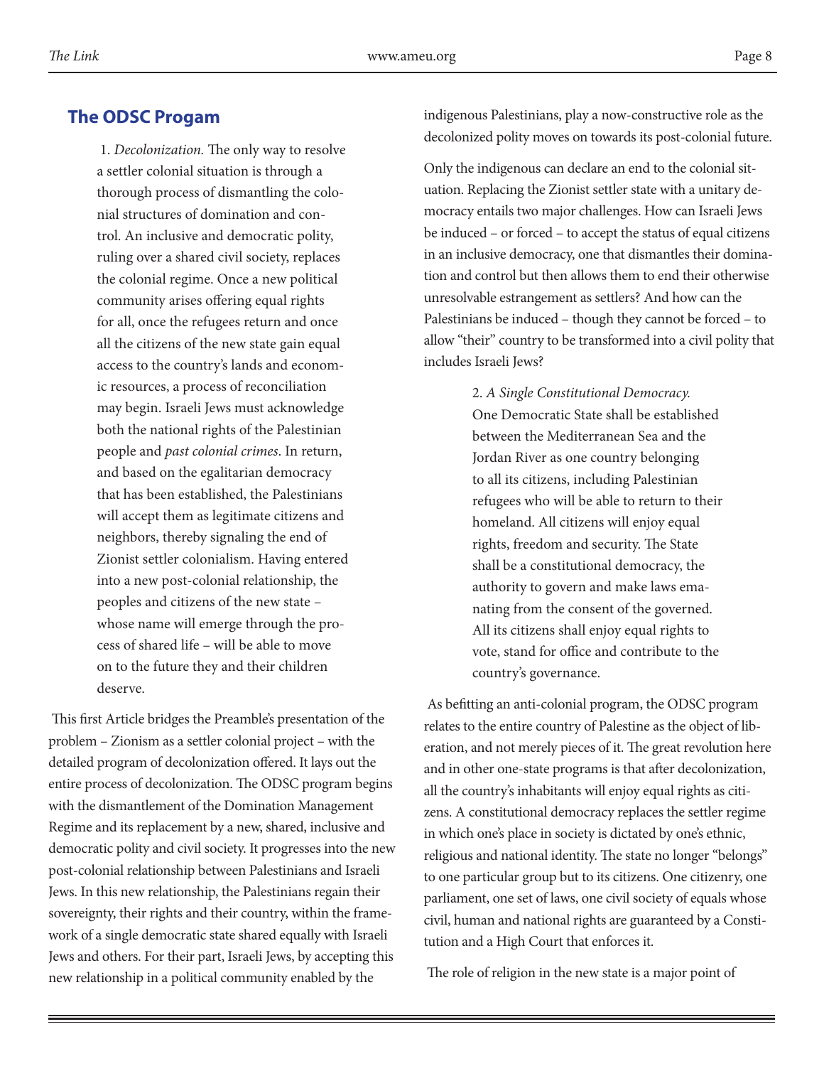## The ODSC Progam

1. *Decolonization.* The only way to resolve a settler colonial situation is through a thorough process of dismantling the colonial structures of domination and control. An inclusive and democratic polity, ruling over a shared civil society, replaces the colonial regime. Once a new political community arises offering equal rights for all, once the refugees return and once all the citizens of the new state gain equal access to the country's lands and economic resources, a process of reconciliation may begin. Israeli Jews must acknowledge both the national rights of the Palestinian people and *past colonial crimes*. In return, and based on the egalitarian democracy that has been established, the Palestinians will accept them as legitimate citizens and neighbors, thereby signaling the end of Zionist settler colonialism. Having entered into a new post-colonial relationship, the peoples and citizens of the new state – whose name will emerge through the process of shared life – will be able to move on to the future they and their children deserve.

This first Article bridges the Preamble's presentation of the problem – Zionism as a settler colonial project – with the detailed program of decolonization offered. It lays out the entire process of decolonization. The ODSC program begins with the dismantlement of the Domination Management Regime and its replacement by a new, shared, inclusive and democratic polity and civil society. It progresses into the new post-colonial relationship between Palestinians and Israeli Jews. In this new relationship, the Palestinians regain their sovereignty, their rights and their country, within the framework of a single democratic state shared equally with Israeli Jews and others. For their part, Israeli Jews, by accepting this new relationship in a political community enabled by the indigenous Palestinians, play a now-constructive role as the decolonized polity moves on towards its post-colonial future.

Only the indigenous can declare an end to the colonial situation. Replacing the Zionist settler state with a unitary democracy entails two major challenges. How can Israeli Jews be induced – or forced – to accept the status of equal citizens in an inclusive democracy, one that dismantles their domination and control but then allows them to end their otherwise unresolvable estrangement as settlers? And how can the Palestinians be induced – though they cannot be forced – to allow "their" country to be transformed into a civil polity that includes Israeli Jews?

2. *A Single Constitutional Democracy.* One Democratic State shall be established between the Mediterranean Sea and the Jordan River as one country belonging to all its citizens, including Palestinian refugees who will be able to return to their homeland. All citizens will enjoy equal rights, freedom and security. The State shall be a constitutional democracy, the authority to govern and make laws emanating from the consent of the governed. All its citizens shall enjoy equal rights to vote, stand for office and contribute to the country's governance.

As befitting an anti-colonial program, the ODSC program relates to the entire country of Palestine as the object of liberation, and not merely pieces of it. The great revolution here and in other one-state programs is that after decolonization, all the country's inhabitants will enjoy equal rights as citizens. A constitutional democracy replaces the settler regime in which one's place in society is dictated by one's ethnic, religious and national identity. The state no longer "belongs" to one particular group but to its citizens. One citizenry, one parliament, one set of laws, one civil society of equals whose civil, human and national rights are guaranteed by a Constitution and a High Court that enforces it.

The role of religion in the new state is a major point of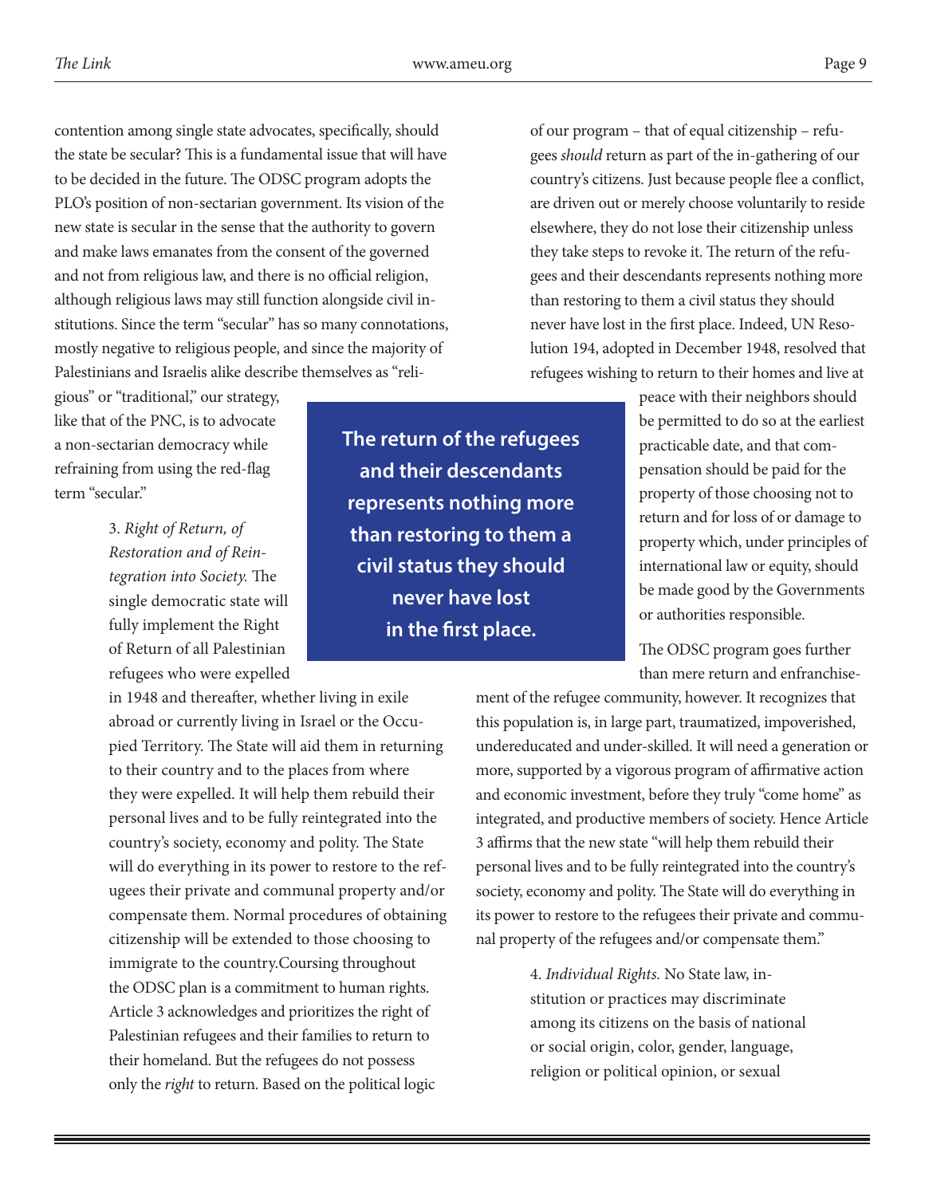contention among single state advocates, specifically, should the state be secular? This is a fundamental issue that will have to be decided in the future. The ODSC program adopts the PLO's position of non-sectarian government. Its vision of the new state is secular in the sense that the authority to govern and make laws emanates from the consent of the governed and not from religious law, and there is no official religion, although religious laws may still function alongside civil institutions. Since the term "secular" has so many connotations, mostly negative to religious people, and since the majority of Palestinians and Israelis alike describe themselves as "religious" or "traditional," our strategy, like that of the PNC, is to advocate a non-sectarian democracy while refraining from using the red-flag term "secular."

> 3. *Right of Return, of Restoration and of Reintegration into Society.* The single democratic state will fully implement the Right of Return of all Palestinian refugees who were expelled in 1948 and thereafter, whether living in exile abroad or currently living in Israel or the Occupied Territory. The State will aid them in returning to their country and to the places from where they were expelled. It will help them rebuild their personal lives and to be fully reintegrated into the country's society, economy and polity. The State will do everything in its power to restore to the refugees their private and communal property and/or compensate them. Normal procedures of obtaining citizenship will be extended to those choosing to immigrate to the country.

Coursing throughout the ODSC plan is a commitment to human rights. Article 3 acknowledges and prioritizes the right of Palestinian refugees and their families to return to their homeland. But the refugees do not possess only the *right* to return. Based on the political logic of our program – that of equal citizenship – refugees *should* return as part of the in-gathering of our country's citizens. Just because people flee a conflict, are driven out or merely choose voluntarily to reside elsewhere, they do not lose their citizenship unless they take steps to revoke it. The return of the refugees and their descendants represents nothing more than restoring to them a civil status they should never have lost in the first place. Indeed, UN Resolution 194, adopted in December 1948, resolved that refugees wishing to return to their homes and live at peace with their neighbors should be permitted to do so at the earliest practicable date, and that compensation should be paid for the property of those choosing not to return and for loss of or damage to property which, under principles of international law or equity, should be made good by the Governments or authorities responsible.

**The return of the refugees and their descendants represents nothing more than restoring to them a civil status they should never have lost in the first place.**

The ODSC program goes further than mere return and enfranchisement of the refugee community, however. It recognizes that this population is, in large part, traumatized, impoverished, undereducated and under-skilled. It will need a generation or more, supported by a vigorous program of affirmative action and economic investment, before they truly "come home" as integrated, and productive members of society. Hence Article 3 affirms that the new state "will help them rebuild their personal lives and to be fully reintegrated into the country's society, economy and polity. The State will do everything in its power to restore to the refugees their private and communal property of the refugees and/or compensate them."

> 4. *Individual Rights.* No State law, institution or practices may discriminate among its citizens on the basis of national or social origin, color, gender, language, religion or political opinion, or sexual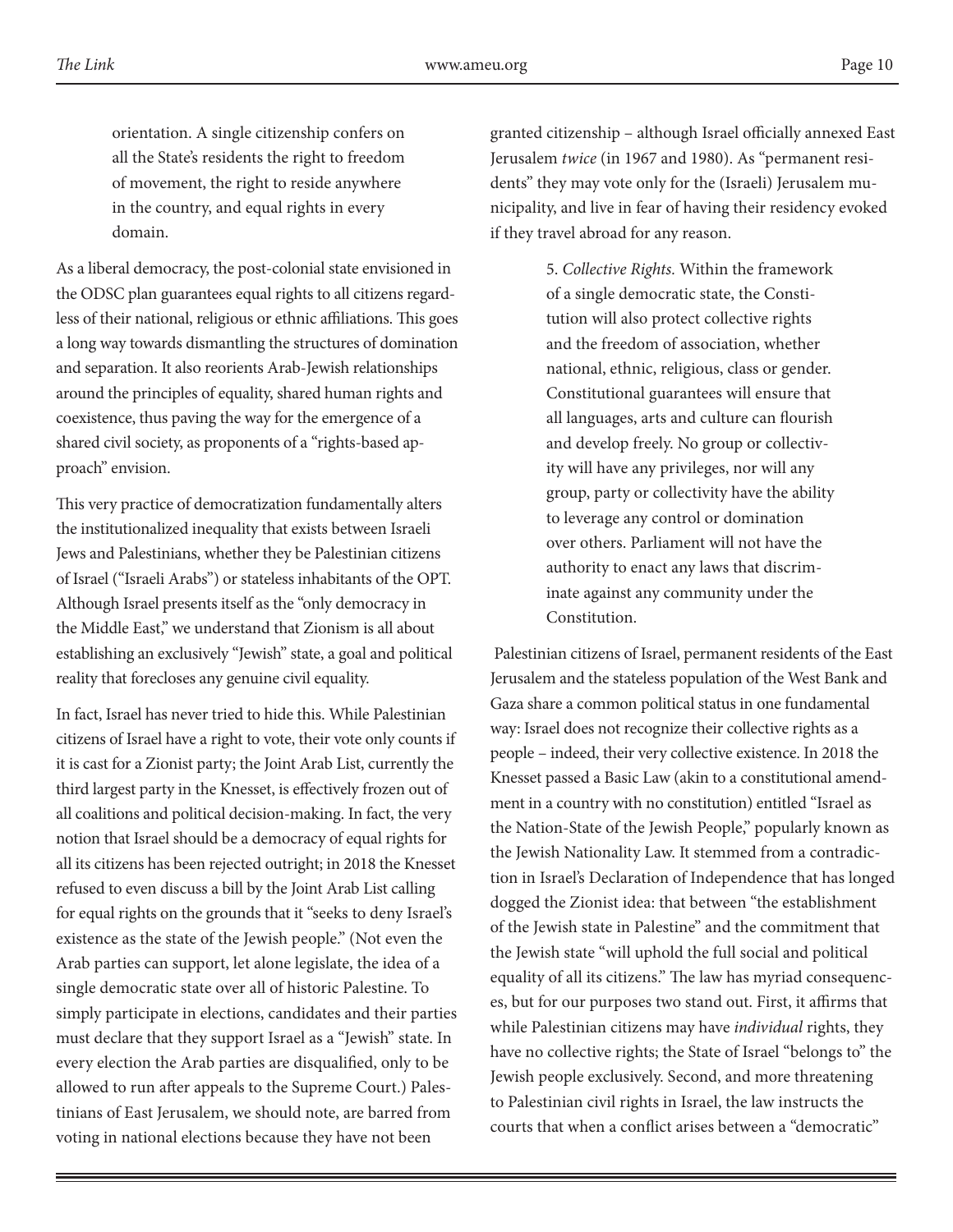> orientation. A single citizenship confers on all the State's residents the right to freedom of movement, the right to reside anywhere in the country, and equal rights in every domain.

As a liberal democracy, the post-colonial state envisioned in the ODSC plan guarantees equal rights to all citizens regardless of their national, religious or ethnic affiliations. This goes a long way towards dismantling the structures of domination and separation. It also reorients Arab-Jewish relationships around the principles of equality, shared human rights and coexistence, thus paving the way for the emergence of a shared civil society, as proponents of a "rights-based approach" envision.

This very practice of democratization fundamentally alters the institutionalized inequality that exists between Israeli Jews and Palestinians, whether they be Palestinian citizens of Israel ("Israeli Arabs") or stateless inhabitants of the OPT. Although Israel presents itself as the "only democracy in the Middle East," we understand that Zionism is all about establishing an exclusively "Jewish" state, a goal and political reality that forecloses any genuine civil equality.

In fact, Israel has never tried to hide this. While Palestinian citizens of Israel have a right to vote, their vote only counts if it is cast for a Zionist party; the Joint Arab List, currently the third largest party in the Knesset, is effectively frozen out of all coalitions and political decision-making. In fact, the very notion that Israel should be a democracy of equal rights for all its citizens has been rejected outright; in 2018 the Knesset refused to even discuss a bill by the Joint Arab List calling for equal rights on the grounds that it "seeks to deny Israel's existence as the state of the Jewish people." (Not even the Arab parties can support, let alone legislate, the idea of a single democratic state over all of historic Palestine. To simply participate in elections, candidates and their parties must declare that they support Israel as a "Jewish" state. In every election the Arab parties are disqualified, only to be allowed to run after appeals to the Supreme Court.) Palestinians of East Jerusalem, we should note, are barred from voting in national elections because they have not been granted citizenship – although Israel officially annexed East Jerusalem *twice* (in 1967 and 1980). As "permanent residents" they may vote only for the (Israeli) Jerusalem municipality, and live in fear of having their residency evoked if they travel abroad for any reason.

> 5. *Collective Rights.* Within the framework of a single democratic state, the Constitution will also protect collective rights and the freedom of association, whether national, ethnic, religious, class or gender. Constitutional guarantees will ensure that all languages, arts and culture can flourish and develop freely. No group or collectivity will have any privileges, nor will any group, party or collectivity have the ability to leverage any control or domination over others. Parliament will not have the authority to enact any laws that discriminate against any community under the Constitution.

Palestinian citizens of Israel, permanent residents of the East Jerusalem and the stateless population of the West Bank and Gaza share a common political status in one fundamental way: Israel does not recognize their collective rights as a people – indeed, their very collective existence. In 2018 the Knesset passed a Basic Law (akin to a constitutional amendment in a country with no constitution) entitled "Israel as the Nation-State of the Jewish People," popularly known as the Jewish Nationality Law. It stemmed from a contradiction in Israel's Declaration of Independence that has longed dogged the Zionist idea: that between "the establishment of the Jewish state in Palestine" and the commitment that the Jewish state "will uphold the full social and political equality of all its citizens." The law has myriad consequences, but for our purposes two stand out. First, it affirms that while Palestinian citizens may have *individual* rights, they have no collective rights; the State of Israel "belongs to" the Jewish people exclusively. Second, and more threatening to Palestinian civil rights in Israel, the law instructs the courts that when a conflict arises between a "democratic"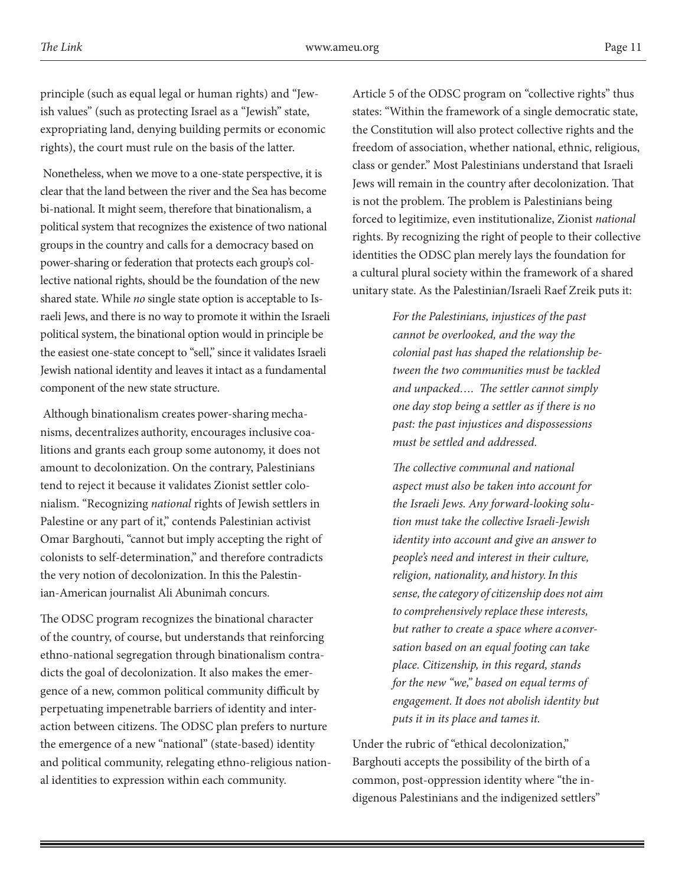principle (such as equal legal or human rights) and "Jewish values" (such as protecting Israel as a "Jewish" state, expropriating land, denying building permits or economic rights), the court must rule on the basis of the latter.

Nonetheless, when we move to a one-state perspective, it is clear that the land between the river and the Sea has become bi-national. It might seem, therefore that binationalism, a political system that recognizes the existence of two national groups in the country and calls for a democracy based on power-sharing or federation that protects each group's collective national rights, should be the foundation of the new shared state. While *no* single state option is acceptable to Israeli Jews, and there is no way to promote it within the Israeli political system, the binational option would in principle be the easiest one-state concept to "sell," since it validates Israeli Jewish national identity and leaves it intact as a fundamental component of the new state structure.

Although binationalism creates power-sharing mechanisms, decentralizes authority, encourages inclusive coalitions and grants each group some autonomy, it does not amount to decolonization. On the contrary, Palestinians tend to reject it because it validates Zionist settler colonialism. "Recognizing *national* rights of Jewish settlers in Palestine or any part of it," contends Palestinian activist Omar Barghouti, "cannot but imply accepting the right of colonists to self-determination," and therefore contradicts the very notion of decolonization. In this the Palestinian-American journalist Ali Abunimah concurs.

The ODSC program recognizes the binational character of the country, of course, but understands that reinforcing ethno-national segregation through binationalism contradicts the goal of decolonization. It also makes the emergence of a new, common political community difficult by perpetuating impenetrable barriers of identity and interaction between citizens. The ODSC plan prefers to nurture the emergence of a new "national" (state-based) identity and political community, relegating ethno-religious national identities to expression within each community.

Article 5 of the ODSC program on "collective rights" thus states: "Within the framework of a single democratic state, the Constitution will also protect collective rights and the freedom of association, whether national, ethnic, religious, class or gender." Most Palestinians understand that Israeli Jews will remain in the country after decolonization. That is not the problem. The problem is Palestinians being forced to legitimize, even institutionalize, Zionist *national* rights. By recognizing the right of people to their collective identities the ODSC plan merely lays the foundation for a cultural plural society within the framework of a shared unitary state. As the Palestinian/Israeli Raef Zreik puts it:

> *For the Palestinians, injustices of the past cannot be overlooked, and the way the colonial past has shaped the relationship between the two communities must be tackled and unpacked…. The settler cannot simply one day stop being a settler as if there is no past: the past injustices and dispossessions must be settled and addressed.*
>
> *The collective communal and national aspect must also be taken into account for the Israeli Jews. Any forward-looking solution must take the collective Israeli-Jewish identity into account and give an answer to people's need and interest in their culture, religion, nationality, and history. In this sense, the category of citizenship does not aim to comprehensively replace these interests, but rather to create a space where a conversation based on an equal footing can take place. Citizenship, in this regard, stands for the new "we," based on equal terms of engagement. It does not abolish identity but puts it in its place and tames it.*

Under the rubric of "ethical decolonization," Barghouti accepts the possibility of the birth of a common, post-oppression identity where "the indigenous Palestinians and the indigenized settlers"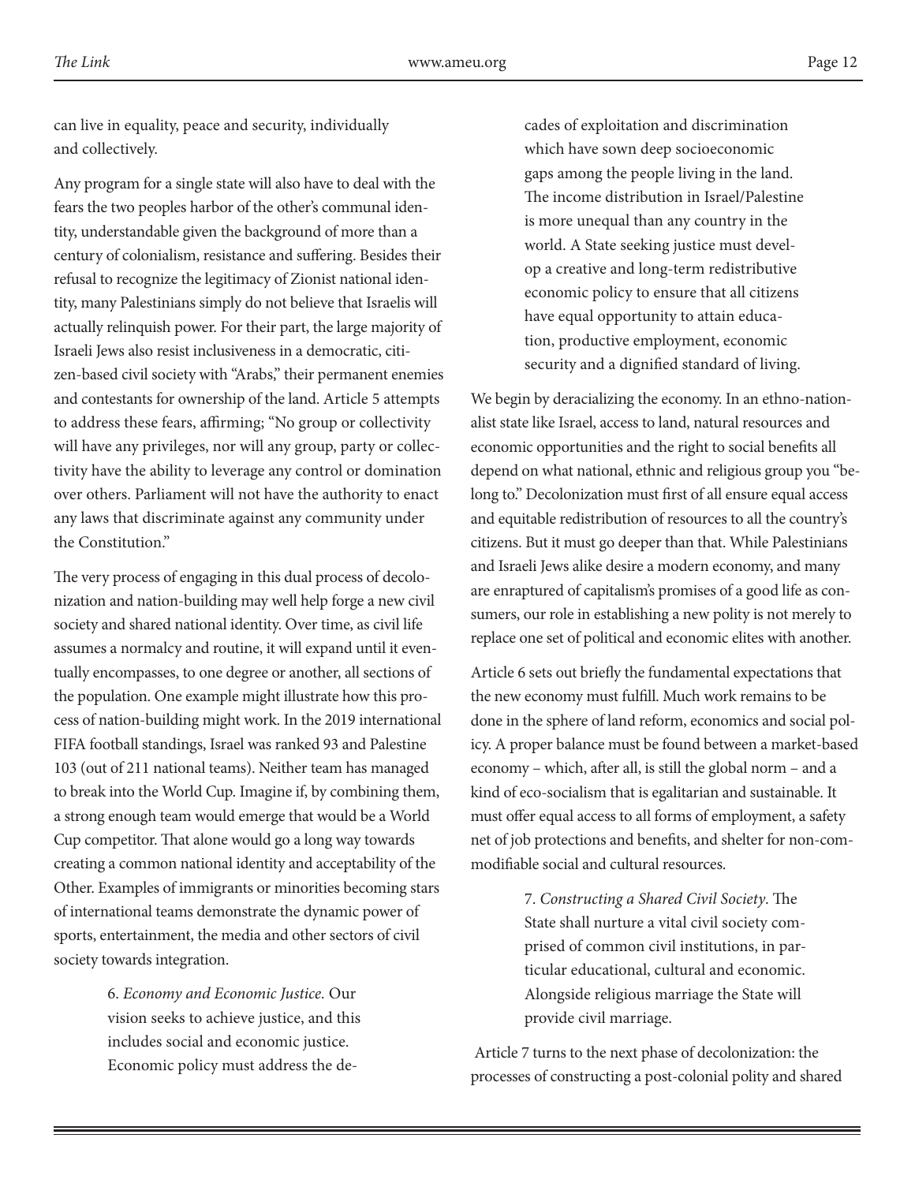can live in equality, peace and security, individually and collectively.

Any program for a single state will also have to deal with the fears the two peoples harbor of the other's communal identity, understandable given the background of more than a century of colonialism, resistance and suffering. Besides their refusal to recognize the legitimacy of Zionist national identity, many Palestinians simply do not believe that Israelis will actually relinquish power. For their part, the large majority of Israeli Jews also resist inclusiveness in a democratic, citizen-based civil society with "Arabs," their permanent enemies and contestants for ownership of the land. Article 5 attempts to address these fears, affirming; "No group or collectivity will have any privileges, nor will any group, party or collectivity have the ability to leverage any control or domination over others. Parliament will not have the authority to enact any laws that discriminate against any community under the Constitution."

The very process of engaging in this dual process of decolonization and nation-building may well help forge a new civil society and shared national identity. Over time, as civil life assumes a normalcy and routine, it will expand until it eventually encompasses, to one degree or another, all sections of the population. One example might illustrate how this process of nation-building might work. In the 2019 international FIFA football standings, Israel was ranked 93 and Palestine 103 (out of 211 national teams). Neither team has managed to break into the World Cup. Imagine if, by combining them, a strong enough team would emerge that would be a World Cup competitor. That alone would go a long way towards creating a common national identity and acceptability of the Other. Examples of immigrants or minorities becoming stars of international teams demonstrate the dynamic power of sports, entertainment, the media and other sectors of civil society towards integration.

> 6. *Economy and Economic Justice*. Our vision seeks to achieve justice, and this includes social and economic justice. Economic policy must address the decades of exploitation and discrimination which have sown deep socioeconomic gaps among the people living in the land. The income distribution in Israel/Palestine is more unequal than any country in the world. A State seeking justice must develop a creative and long-term redistributive economic policy to ensure that all citizens have equal opportunity to attain education, productive employment, economic security and a dignified standard of living.

We begin by deracializing the economy. In an ethno-nationalist state like Israel, access to land, natural resources and economic opportunities and the right to social benefits all depend on what national, ethnic and religious group you "belong to." Decolonization must first of all ensure equal access and equitable redistribution of resources to all the country's citizens. But it must go deeper than that. While Palestinians and Israeli Jews alike desire a modern economy, and many are enraptured of capitalism's promises of a good life as consumers, our role in establishing a new polity is not merely to replace one set of political and economic elites with another.

Article 6 sets out briefly the fundamental expectations that the new economy must fulfill. Much work remains to be done in the sphere of land reform, economics and social policy. A proper balance must be found between a market-based economy – which, after all, is still the global norm – and a kind of eco-socialism that is egalitarian and sustainable. It must offer equal access to all forms of employment, a safety net of job protections and benefits, and shelter for non-commodifiable social and cultural resources.

> 7. *Constructing a Shared Civil Society*. The State shall nurture a vital civil society comprised of common civil institutions, in particular educational, cultural and economic. Alongside religious marriage the State will provide civil marriage.

Article 7 turns to the next phase of decolonization: the processes of constructing a post-colonial polity and shared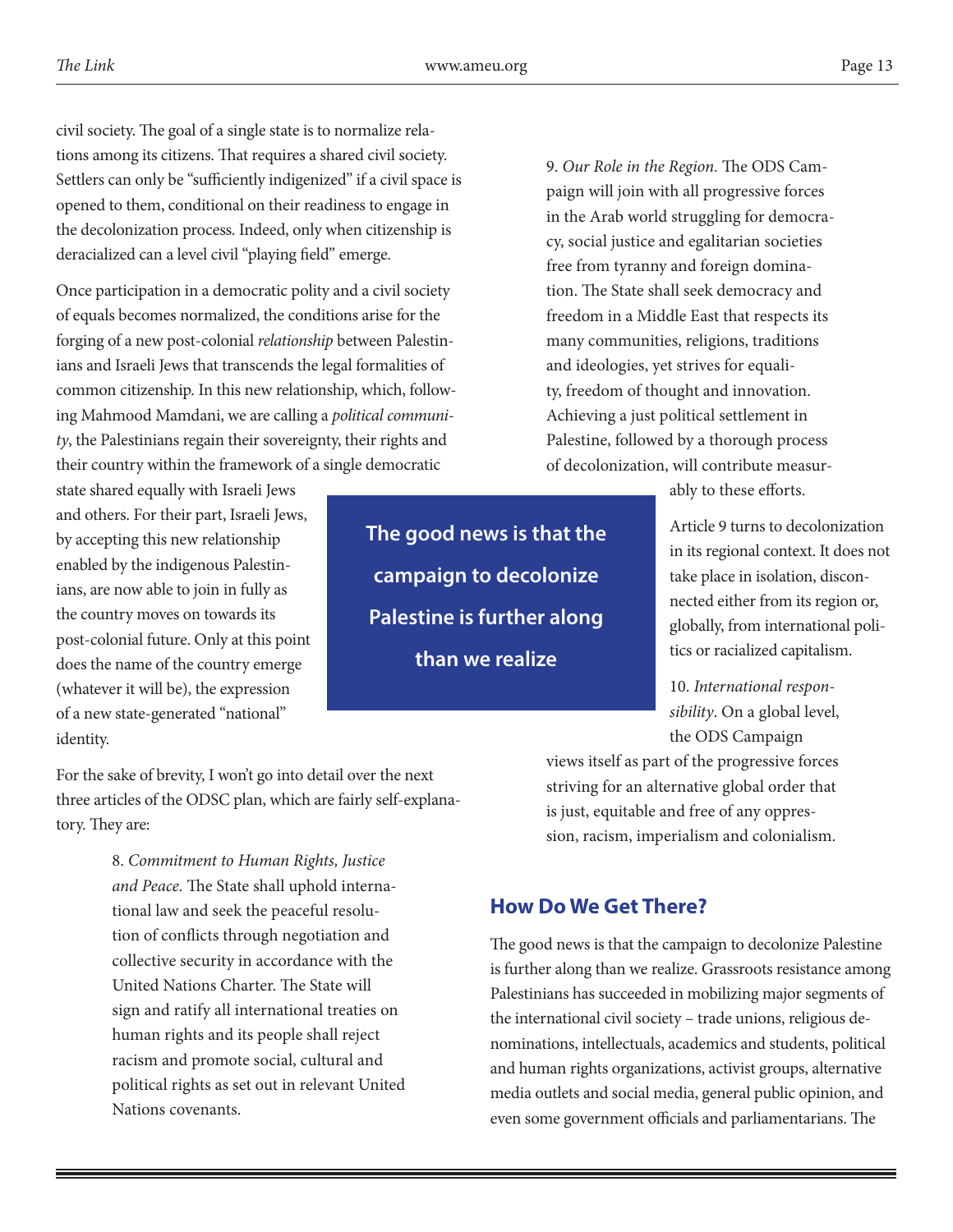civil society. The goal of a single state is to normalize relations among its citizens. That requires a shared civil society. Settlers can only be "sufficiently indigenized" if a civil space is opened to them, conditional on their readiness to engage in the decolonization process. Indeed, only when citizenship is deracialized can a level civil "playing field" emerge.

Once participation in a democratic polity and a civil society of equals becomes normalized, the conditions arise for the forging of a new post-colonial *relationship* between Palestinians and Israeli Jews that transcends the legal formalities of common citizenship. In this new relationship, which, following Mahmood Mamdani, we are calling a *political community*, the Palestinians regain their sovereignty, their rights and their country within the framework of a single democratic state shared equally with Israeli Jews and others. For their part, Israeli Jews, by accepting this new relationship enabled by the indigenous Palestinians, are now able to join in fully as the country moves on towards its post-colonial future. Only at this point does the name of the country emerge (whatever it will be), the expression of a new state-generated "national" identity.

For the sake of brevity, I won't go into detail over the next three articles of the ODSC plan, which are fairly self-explanatory. They are:

> 8. *Commitment to Human Rights, Justice and Peace.* The State shall uphold international law and seek the peaceful resolution of conflicts through negotiation and collective security in accordance with the United Nations Charter. The State will sign and ratify all international treaties on human rights and its people shall reject racism and promote social, cultural and political rights as set out in relevant United Nations covenants.

> 9. *Our Role in the Region.* The ODS Campaign will join with all progressive forces in the Arab world struggling for democracy, social justice and egalitarian societies free from tyranny and foreign domination. The State shall seek democracy and freedom in a Middle East that respects its many communities, religions, traditions and ideologies, yet strives for equality, freedom of thought and innovation. Achieving a just political settlement in Palestine, followed by a thorough process of decolonization, will contribute measurably to these efforts.

Article 9 turns to decolonization in its regional context. It does not take place in isolation, disconnected either from its region or, globally, from international politics or racialized capitalism.

> 10. *International responsibility*. On a global level, the ODS Campaign views itself as part of the progressive forces striving for an alternative global order that is just, equitable and free of any oppression, racism, imperialism and colonialism.

**The good news is that the campaign to decolonize Palestine is further along than we realize**

## How Do We Get There?

The good news is that the campaign to decolonize Palestine is further along than we realize. Grassroots resistance among Palestinians has succeeded in mobilizing major segments of the international civil society – trade unions, religious denominations, intellectuals, academics and students, political and human rights organizations, activist groups, alternative media outlets and social media, general public opinion, and even some government officials and parliamentarians. The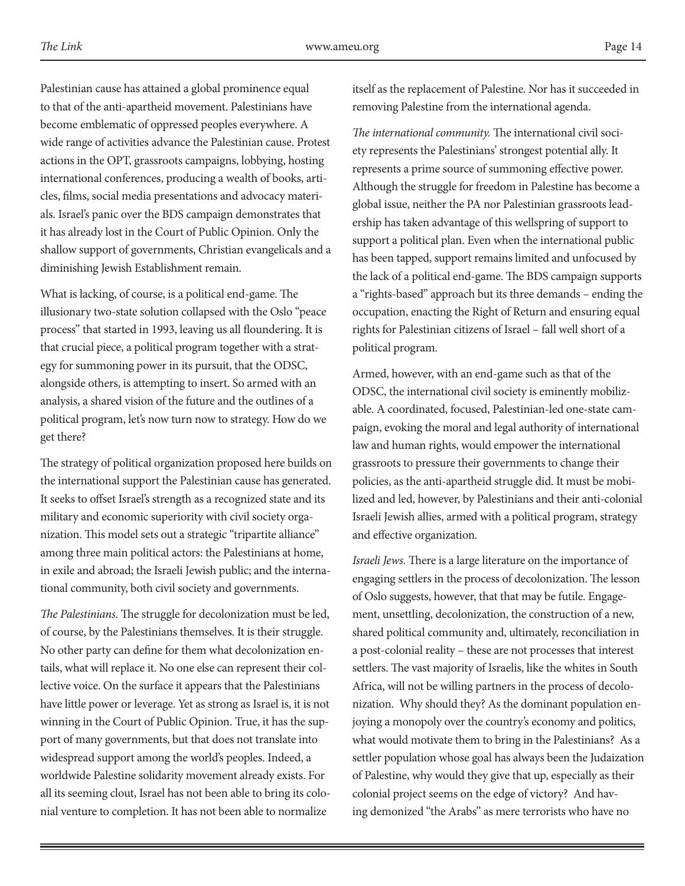Palestinian cause has attained a global prominence equal to that of the anti-apartheid movement. Palestinians have become emblematic of oppressed peoples everywhere. A wide range of activities advance the Palestinian cause. Protest actions in the OPT, grassroots campaigns, lobbying, hosting international conferences, producing a wealth of books, articles, films, social media presentations and advocacy materials. Israel's panic over the BDS campaign demonstrates that it has already lost in the Court of Public Opinion. Only the shallow support of governments, Christian evangelicals and a diminishing Jewish Establishment remain.

What is lacking, of course, is a political end-game. The illusionary two-state solution collapsed with the Oslo "peace process" that started in 1993, leaving us all floundering. It is that crucial piece, a political program together with a strategy for summoning power in its pursuit, that the ODSC, alongside others, is attempting to insert. So armed with an analysis, a shared vision of the future and the outlines of a political program, let's now turn now to strategy. How do we get there?

The strategy of political organization proposed here builds on the international support the Palestinian cause has generated. It seeks to offset Israel's strength as a recognized state and its military and economic superiority with civil society organization. This model sets out a strategic "tripartite alliance" among three main political actors: the Palestinians at home, in exile and abroad; the Israeli Jewish public; and the international community, both civil society and governments.

*The Palestinians.* The struggle for decolonization must be led, of course, by the Palestinians themselves. It is their struggle. No other party can define for them what decolonization entails, what will replace it. No one else can represent their collective voice. On the surface it appears that the Palestinians have little power or leverage. Yet as strong as Israel is, it is not winning in the Court of Public Opinion. True, it has the support of many governments, but that does not translate into widespread support among the world's peoples. Indeed, a worldwide Palestine solidarity movement already exists. For all its seeming clout, Israel has not been able to bring its colonial venture to completion. It has not been able to normalize itself as the replacement of Palestine. Nor has it succeeded in removing Palestine from the international agenda.

*The international community.* The international civil society represents the Palestinians' strongest potential ally. It represents a prime source of summoning effective power. Although the struggle for freedom in Palestine has become a global issue, neither the PA nor Palestinian grassroots leadership has taken advantage of this wellspring of support to support a political plan. Even when the international public has been tapped, support remains limited and unfocused by the lack of a political end-game. The BDS campaign supports a "rights-based" approach but its three demands – ending the occupation, enacting the Right of Return and ensuring equal rights for Palestinian citizens of Israel – fall well short of a political program.

Armed, however, with an end-game such as that of the ODSC, the international civil society is eminently mobilizable. A coordinated, focused, Palestinian-led one-state campaign, evoking the moral and legal authority of international law and human rights, would empower the international grassroots to pressure their governments to change their policies, as the anti-apartheid struggle did. It must be mobilized and led, however, by Palestinians and their anti-colonial Israeli Jewish allies, armed with a political program, strategy and effective organization.

*Israeli Jews.* There is a large literature on the importance of engaging settlers in the process of decolonization. The lesson of Oslo suggests, however, that that may be futile. Engagement, unsettling, decolonization, the construction of a new, shared political community and, ultimately, reconciliation in a post-colonial reality – these are not processes that interest settlers. The vast majority of Israelis, like the whites in South Africa, will not be willing partners in the process of decolonization. Why should they? As the dominant population enjoying a monopoly over the country's economy and politics, what would motivate them to bring in the Palestinians? As a settler population whose goal has always been the Judaization of Palestine, why would they give that up, especially as their colonial project seems on the edge of victory? And having demonized "the Arabs" as mere terrorists who have no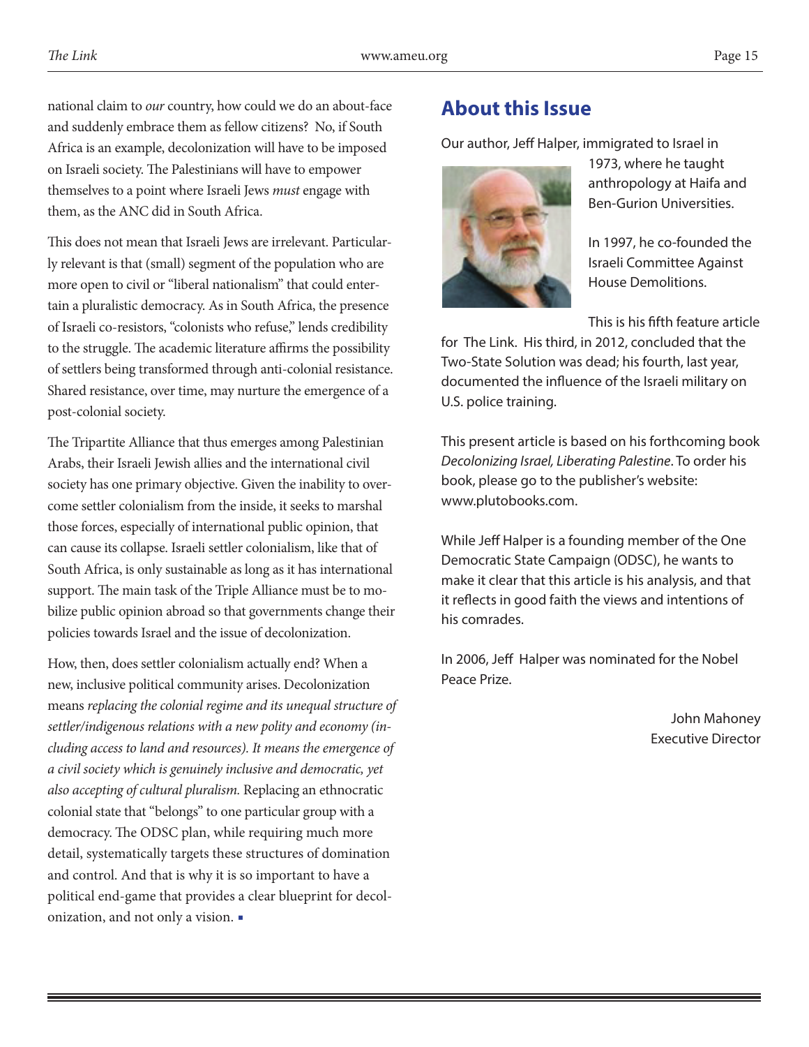national claim to *our* country, how could we do an about-face and suddenly embrace them as fellow citizens? No, if South Africa is an example, decolonization will have to be imposed on Israeli society. The Palestinians will have to empower themselves to a point where Israeli Jews *must* engage with them, as the ANC did in South Africa.

This does not mean that Israeli Jews are irrelevant. Particularly relevant is that (small) segment of the population who are more open to civil or "liberal nationalism" that could entertain a pluralistic democracy. As in South Africa, the presence of Israeli co-resistors, "colonists who refuse," lends credibility to the struggle. The academic literature affirms the possibility of settlers being transformed through anti-colonial resistance. Shared resistance, over time, may nurture the emergence of a post-colonial society.

The Tripartite Alliance that thus emerges among Palestinian Arabs, their Israeli Jewish allies and the international civil society has one primary objective. Given the inability to overcome settler colonialism from the inside, it seeks to marshal those forces, especially of international public opinion, that can cause its collapse. Israeli settler colonialism, like that of South Africa, is only sustainable as long as it has international support. The main task of the Triple Alliance must be to mobilize public opinion abroad so that governments change their policies towards Israel and the issue of decolonization.

How, then, does settler colonialism actually end? When a new, inclusive political community arises. Decolonization means *replacing the colonial regime and its unequal structure of settler/indigenous relations with a new polity and economy (including access to land and resources). It means the emergence of a civil society which is genuinely inclusive and democratic, yet also accepting of cultural pluralism.* Replacing an ethnocratic colonial state that "belongs" to one particular group with a democracy. The ODSC plan, while requiring much more detail, systematically targets these structures of domination and control. And that is why it is so important to have a political end-game that provides a clear blueprint for decolonization, and not only a vision. ▪

## About this Issue

Our author, Jeff Halper, immigrated to Israel in 1973, where he taught anthropology at Haifa and Ben-Gurion Universities.

In 1997, he co-founded the Israeli Committee Against House Demolitions.

This is his fifth feature article for The Link. His third, in 2012, concluded that the Two-State Solution was dead; his fourth, last year, documented the influence of the Israeli military on U.S. police training.

This present article is based on his forthcoming book *Decolonizing Israel, Liberating Palestine*. To order his book, please go to the publisher's website: www.plutobooks.com.

While Jeff Halper is a founding member of the One Democratic State Campaign (ODSC), he wants to make it clear that this article is his analysis, and that it reflects in good faith the views and intentions of his comrades.

In 2006, Jeff Halper was nominated for the Nobel Peace Prize.

John Mahoney
Executive Director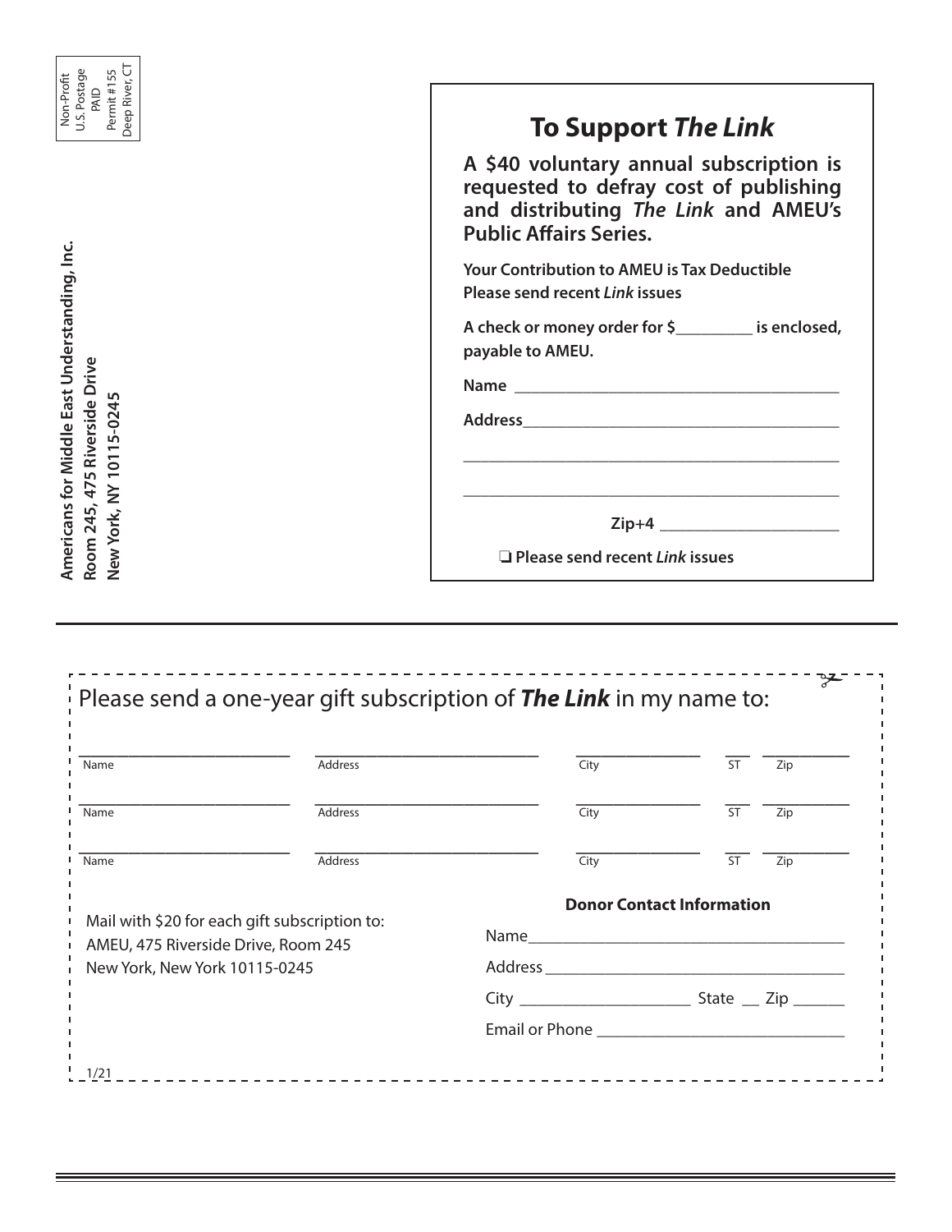Non-Profit
U.S. Postage
PAID
Permit #155
Deep River, CT

**Americans for Middle East Understanding, Inc.**
**Room 245, 475 Riverside Drive**
**New York, NY 10115-0245**

## To Support *The Link*

**A $40 voluntary annual subscription is requested to defray cost of publishing and distributing *The Link* and AMEU's Public Affairs Series.**

**Your Contribution to AMEU is Tax Deductible**
**Please send recent *Link* issues**

**A check or money order for $_________ is enclosed, payable to AMEU.**

**Name** _______________________________________

**Address**______________________________________

_______________________________________________

_______________________________________________

**Zip+4** ____________________

❏ **Please send recent *Link* issues**

---

Please send a one-year gift subscription of ***The Link*** in my name to:

| Name | Address | City | ST | Zip |
|---|---|---|---|---|
| | | | | |
| | | | | |
| | | | | |

Mail with $20 for each gift subscription to:
AMEU, 475 Riverside Drive, Room 245
New York, New York 10115-0245

**Donor Contact Information**

Name_______________________________________

Address ____________________________________

City ____________________ State __ Zip ______

Email or Phone _____________________________

1/21